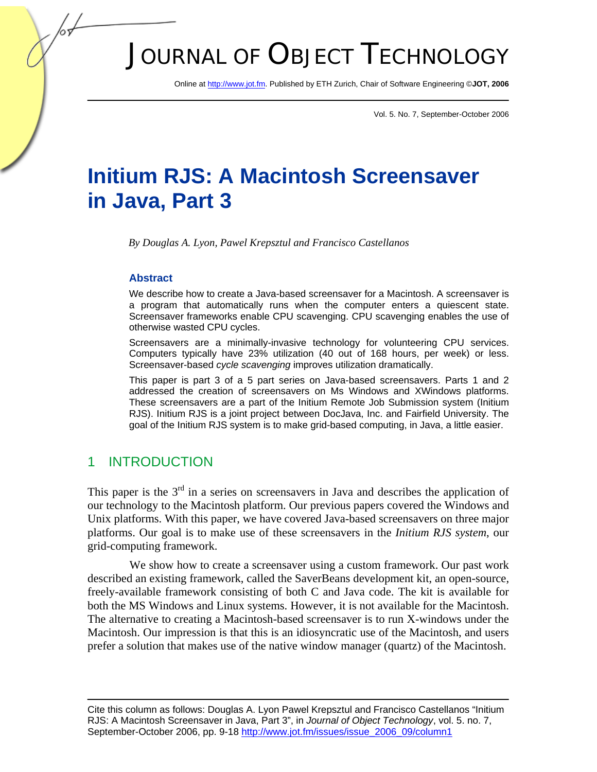# Initium RJS: A Macintosh Screensaver in Java, Part 3

*By Douglas A. Lyon, Pawel Krepsztul and Francisco Castellanos*

### Abstract

We describe how to create a Java-based screensaver for a Macintosh. A screensaver is a program that automatically runs when the computer enters a quiescent state. Screensaver frameworks enable CPU scavenging. CPU scavenging enables the use of otherwise wasted CPU cycles.

Screensavers are a minimally-invasive technology for volunteering CPU services. Computers typically have 23% utilization (40 out of 168 hours, per week) or less. Screensaver-based *cycle scavenging* improves utilization dramatically.

This paper is part 3 of a 5 part series on Java-based screensavers. Parts 1 and 2 addressed the creation of screensavers on Ms Windows and XWindows platforms. These screensavers are a part of the Initium Remote Job Submission system (Initium RJS). Initium RJS is a joint project between DocJava, Inc. and Fairfield University. The goal of the Initium RJS system is to make grid-based computing, in Java, a little easier.

## 1 INTRODUCTION

This paper is the 3rd in a series on screensavers in Java and describes the application of our technology to the Macintosh platform. Our previous papers covered the Windows and Unix platforms. With this paper, we have covered Java-based screensavers on three major platforms. Our goal is to make use of these screensavers in the *Initium RJS system*, our grid-computing framework.

We show how to create a screensaver using a custom framework. Our past work described an existing framework, called the SaverBeans development kit, an open-source, freely-available framework consisting of both C and Java code. The kit is available for both the MS Windows and Linux systems. However, it is not available for the Macintosh. The alternative to creating a Macintosh-based screensaver is to run X-windows under the Macintosh. Our impression is that this is an idiosyncratic use of the Macintosh, and users prefer a solution that makes use of the native window manager (quartz) of the Macintosh.

Cite this column as follows: Douglas A. Lyon Pawel Krepsztul and Francisco Castellanos "Initium RJS: A Macintosh Screensaver in Java, Part 3", in *Journal of Object Technology*, vol. 5. no. 7, September-October 2006, pp. 9-18 http://www.jot.fm/issues/issue_2006_09/column1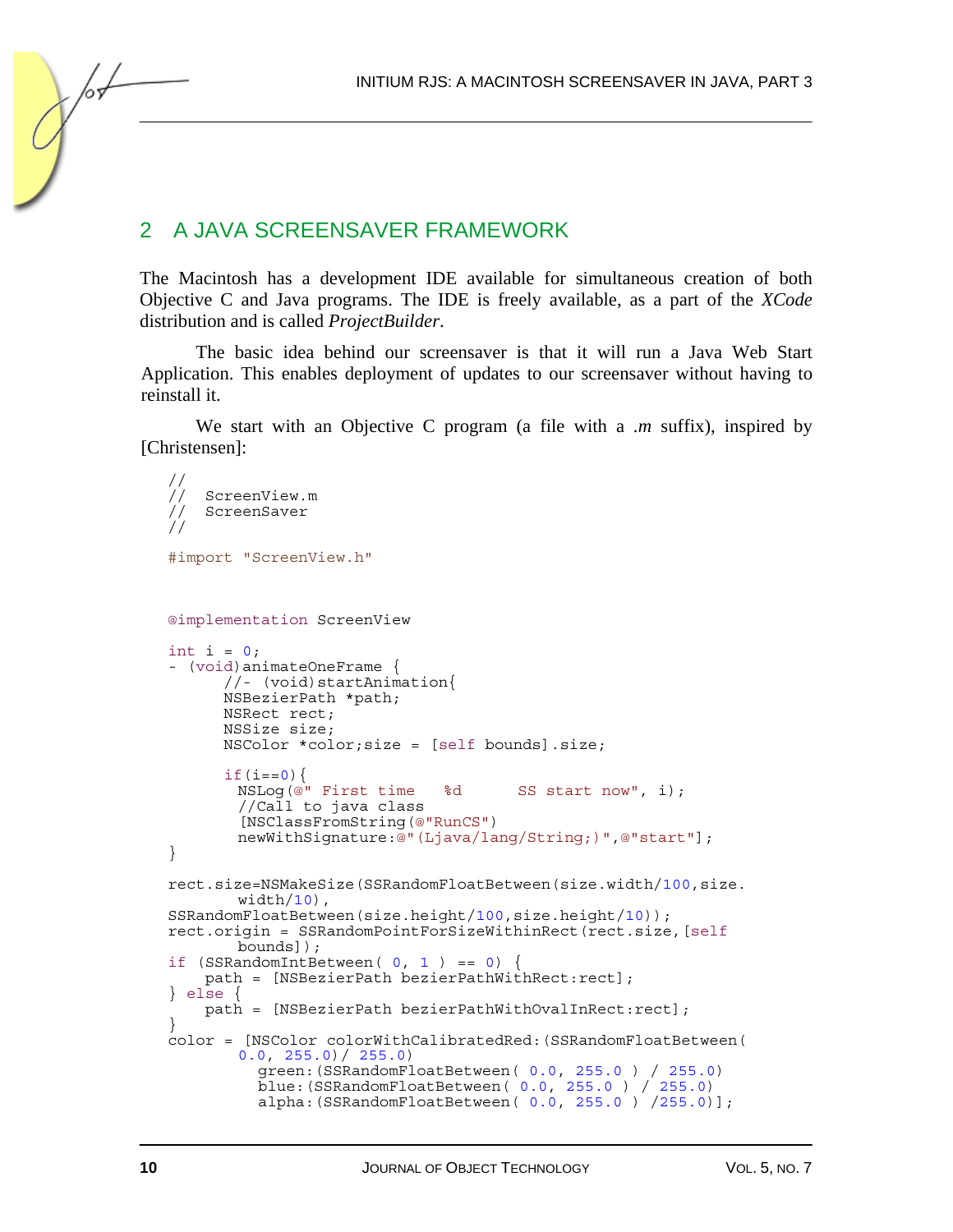## 2 A JAVA SCREENSAVER FRAMEWORK

The Macintosh has a development IDE available for simultaneous creation of both Objective C and Java programs. The IDE is freely available, as a part of the *XCode* distribution and is called *ProjectBuilder*.

The basic idea behind our screensaver is that it will run a Java Web Start Application. This enables deployment of updates to our screensaver without having to reinstall it.

We start with an Objective C program (a file with a *.m* suffix), inspired by [Christensen]:

```
//
//  ScreenView.m
//  ScreenSaver
//

#import "ScreenView.h"


@implementation ScreenView

int i = 0;
- (void)animateOneFrame {
        //- (void)startAnimation{
        NSBezierPath *path;
        NSRect rect;
        NSSize size;
        NSColor *color;size = [self bounds].size;

        if(i==0){
          NSLog(@" First time   %d      SS start now", i);
          //Call to java class
          [NSClassFromString(@"RunCS")
          newWithSignature:@"(Ljava/lang/String;)",@"start"];
}

rect.size=NSMakeSize(SSRandomFloatBetween(size.width/100,size.
          width/10),
SSRandomFloatBetween(size.height/100,size.height/10));
rect.origin = SSRandomPointForSizeWithinRect(rect.size,[self
          bounds]);
if (SSRandomIntBetween( 0, 1 ) == 0) {
     path = [NSBezierPath bezierPathWithRect:rect];
} else {
     path = [NSBezierPath bezierPathWithOvalInRect:rect];
}
color = [NSColor colorWithCalibratedRed:(SSRandomFloatBetween(
          0.0, 255.0)/ 255.0)
             green:(SSRandomFloatBetween( 0.0, 255.0 ) / 255.0)
             blue:(SSRandomFloatBetween( 0.0, 255.0 ) / 255.0)
             alpha:(SSRandomFloatBetween( 0.0, 255.0 ) /255.0)];
```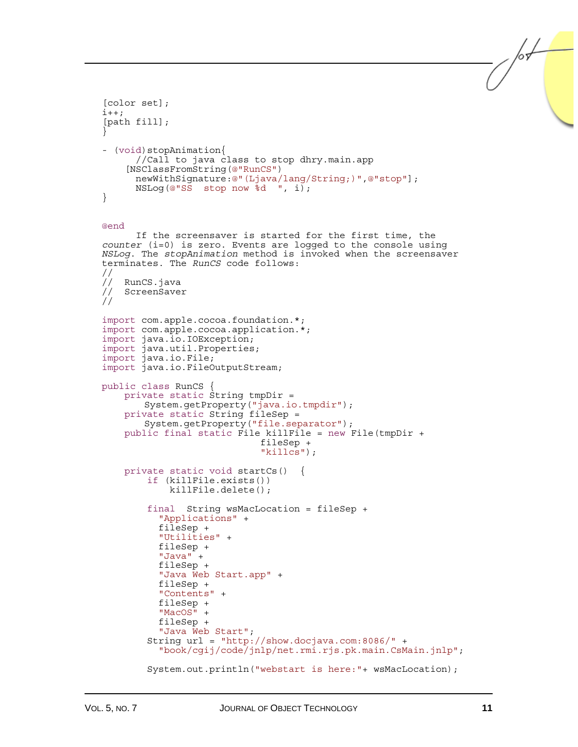```
[color set];
i++;
[path fill];
}

- (void)stopAnimation{
      //Call to java class to stop dhry.main.app
    [NSClassFromString(@"RunCS")
      newWithSignature:@"(Ljava/lang/String;)",@"stop"];
      NSLog(@"SS  stop now %d  ", i);
}


@end
```

If the screensaver is started for the first time, the *counter* (i=0) is zero. Events are logged to the console using *NSLog*. The *stopAnimation* method is invoked when the screensaver terminates. The *RunCS* code follows:

```
//
//  RunCS.java
//  ScreenSaver
//

import com.apple.cocoa.foundation.*;
import com.apple.cocoa.application.*;
import java.io.IOException;
import java.util.Properties;
import java.io.File;
import java.io.FileOutputStream;

public class RunCS {
    private static String tmpDir =
       System.getProperty("java.io.tmpdir");
    private static String fileSep =
       System.getProperty("file.separator");
    public final static File killFile = new File(tmpDir +
                              fileSep +
                              "killcs");

    private static void startCs()  {
        if (killFile.exists())
            killFile.delete();

        final  String wsMacLocation = fileSep +
          "Applications" +
          fileSep +
          "Utilities" +
          fileSep +
          "Java" +
          fileSep +
          "Java Web Start.app" +
          fileSep +
          "Contents" +
          fileSep +
          "MacOS" +
          fileSep +
          "Java Web Start";
        String url = "http://show.docjava.com:8086/" +
          "book/cgij/code/jnlp/net.rmi.rjs.pk.main.CsMain.jnlp";

        System.out.println("webstart is here:"+ wsMacLocation);
```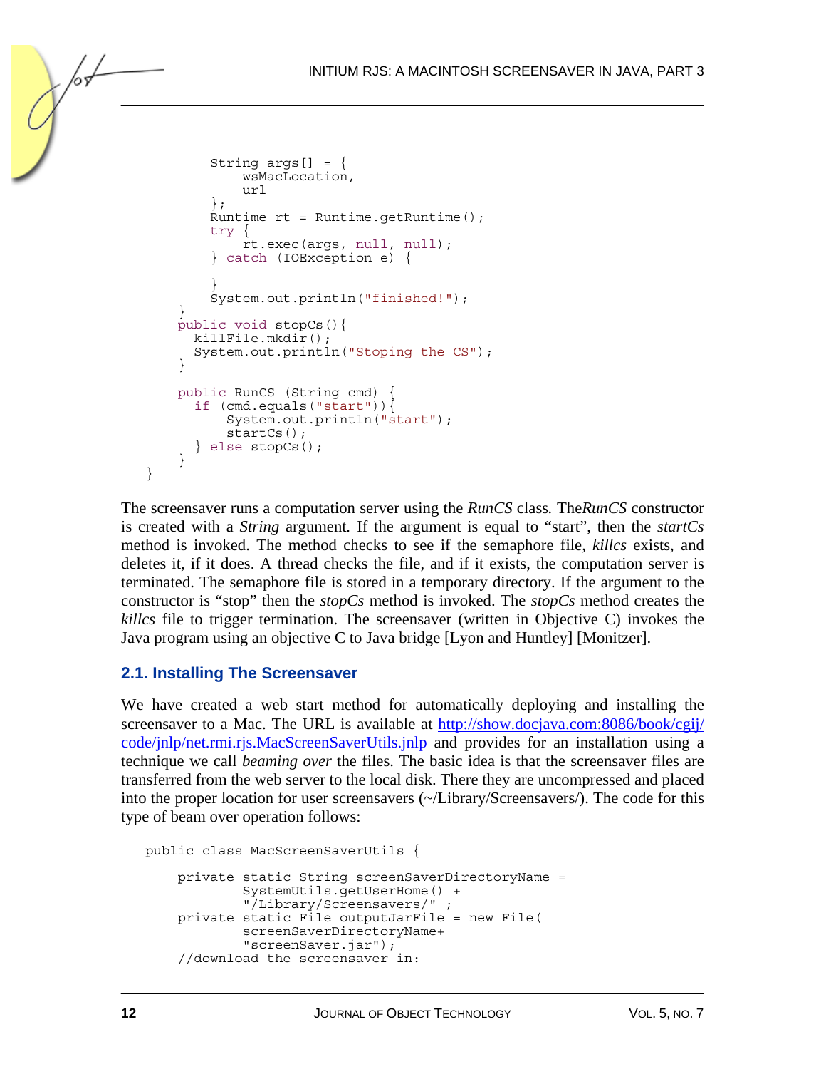```java
        String args[] = {
            wsMacLocation,
            url
        };
        Runtime rt = Runtime.getRuntime();
        try {
            rt.exec(args, null, null);
        } catch (IOException e) {

        }
        System.out.println("finished!");
    }
    public void stopCs(){
      killFile.mkdir();
      System.out.println("Stoping the CS");
    }

    public RunCS (String cmd) {
      if (cmd.equals("start")){
          System.out.println("start");
          startCs();
      } else stopCs();
    }
}
```

The screensaver runs a computation server using the *RunCS* class. The*RunCS* constructor is created with a *String* argument. If the argument is equal to "start", then the *startCs* method is invoked. The method checks to see if the semaphore file, *killcs* exists, and deletes it, if it does. A thread checks the file, and if it exists, the computation server is terminated. The semaphore file is stored in a temporary directory. If the argument to the constructor is "stop" then the *stopCs* method is invoked. The *stopCs* method creates the *killcs* file to trigger termination. The screensaver (written in Objective C) invokes the Java program using an objective C to Java bridge [Lyon and Huntley] [Monitzer].

## 2.1. Installing The Screensaver

We have created a web start method for automatically deploying and installing the screensaver to a Mac. The URL is available at [http://show.docjava.com:8086/book/cgij/code/jnlp/net.rmi.rjs.MacScreenSaverUtils.jnlp](http://show.docjava.com:8086/book/cgij/code/jnlp/net.rmi.rjs.MacScreenSaverUtils.jnlp) and provides for an installation using a technique we call *beaming over* the files. The basic idea is that the screensaver files are transferred from the web server to the local disk. There they are uncompressed and placed into the proper location for user screensavers (~/Library/Screensavers/). The code for this type of beam over operation follows:

```java
public class MacScreenSaverUtils {

    private static String screenSaverDirectoryName =
            SystemUtils.getUserHome() +
            "/Library/Screensavers/" ;
    private static File outputJarFile = new File(
            screenSaverDirectoryName+
            "screenSaver.jar");
    //download the screensaver in:
```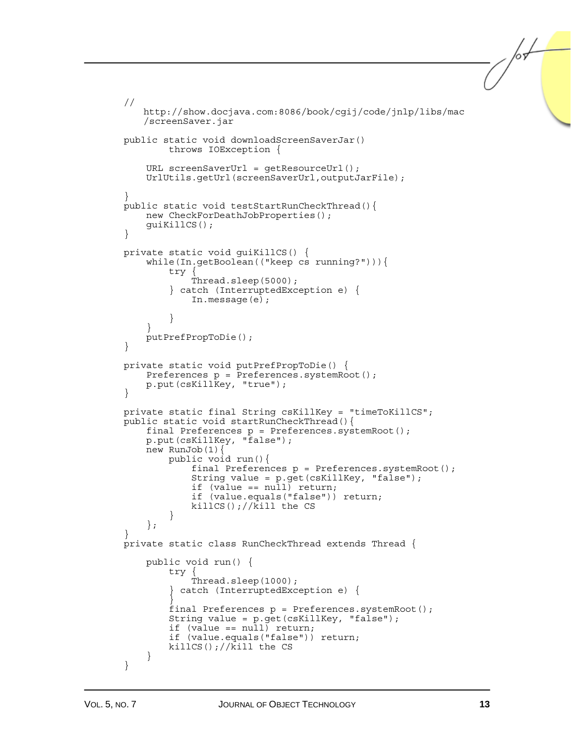```java
//
    http://show.docjava.com:8086/book/cgij/code/jnlp/libs/mac
    /screenSaver.jar

public static void downloadScreenSaverJar()
        throws IOException {

    URL screenSaverUrl = getResourceUrl();
    UrlUtils.getUrl(screenSaverUrl,outputJarFile);

}
public static void testStartRunCheckThread(){
    new CheckForDeathJobProperties();
    guiKillCS();
}

private static void guiKillCS() {
    while(In.getBoolean(("keep cs running?"))){
        try {
            Thread.sleep(5000);
        } catch (InterruptedException e) {
            In.message(e);

        }
    }
    putPrefPropToDie();
}

private static void putPrefPropToDie() {
    Preferences p = Preferences.systemRoot();
    p.put(csKillKey, "true");
}

private static final String csKillKey = "timeToKillCS";
public static void startRunCheckThread(){
    final Preferences p = Preferences.systemRoot();
    p.put(csKillKey, "false");
    new RunJob(1){
        public void run(){
            final Preferences p = Preferences.systemRoot();
            String value = p.get(csKillKey, "false");
            if (value == null) return;
            if (value.equals("false")) return;
            killCS();//kill the CS
        }
    };
}
private static class RunCheckThread extends Thread {

    public void run() {
        try {
            Thread.sleep(1000);
        } catch (InterruptedException e) {
        }
        final Preferences p = Preferences.systemRoot();
        String value = p.get(csKillKey, "false");
        if (value == null) return;
        if (value.equals("false")) return;
        killCS();//kill the CS
    }
}
```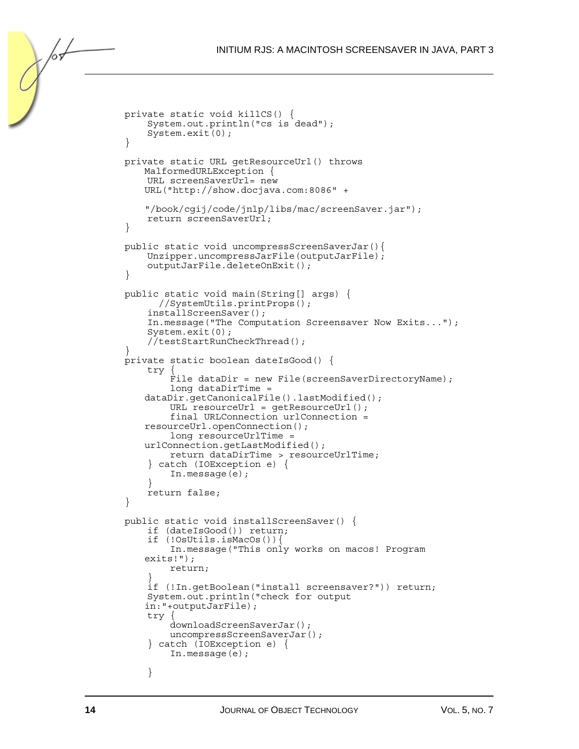```java
private static void killCS() {
    System.out.println("cs is dead");
    System.exit(0);
}

private static URL getResourceUrl() throws
   MalformedURLException {
    URL screenSaverUrl= new
   URL("http://show.docjava.com:8086" +

   "/book/cgij/code/jnlp/libs/mac/screenSaver.jar");
    return screenSaverUrl;
}

public static void uncompressScreenSaverJar(){
    Unzipper.uncompressJarFile(outputJarFile);
    outputJarFile.deleteOnExit();
}

public static void main(String[] args) {
      //SystemUtils.printProps();
    installScreenSaver();
    In.message("The Computation Screensaver Now Exits...");
    System.exit(0);
    //testStartRunCheckThread();
}
private static boolean dateIsGood() {
    try {
        File dataDir = new File(screenSaverDirectoryName);
        long dataDirTime =
   dataDir.getCanonicalFile().lastModified();
        URL resourceUrl = getResourceUrl();
        final URLConnection urlConnection =
   resourceUrl.openConnection();
        long resourceUrlTime =
   urlConnection.getLastModified();
        return dataDirTime > resourceUrlTime;
    } catch (IOException e) {
        In.message(e);
    }
    return false;
}

public static void installScreenSaver() {
    if (dateIsGood()) return;
    if (!OsUtils.isMacOs()){
        In.message("This only works on macos! Program
   exits!");
        return;
    }
    if (!In.getBoolean("install screensaver?")) return;
    System.out.println("check for output
   in:"+outputJarFile);
    try {
        downloadScreenSaverJar();
        uncompressScreenSaverJar();
    } catch (IOException e) {
        In.message(e);

    }
```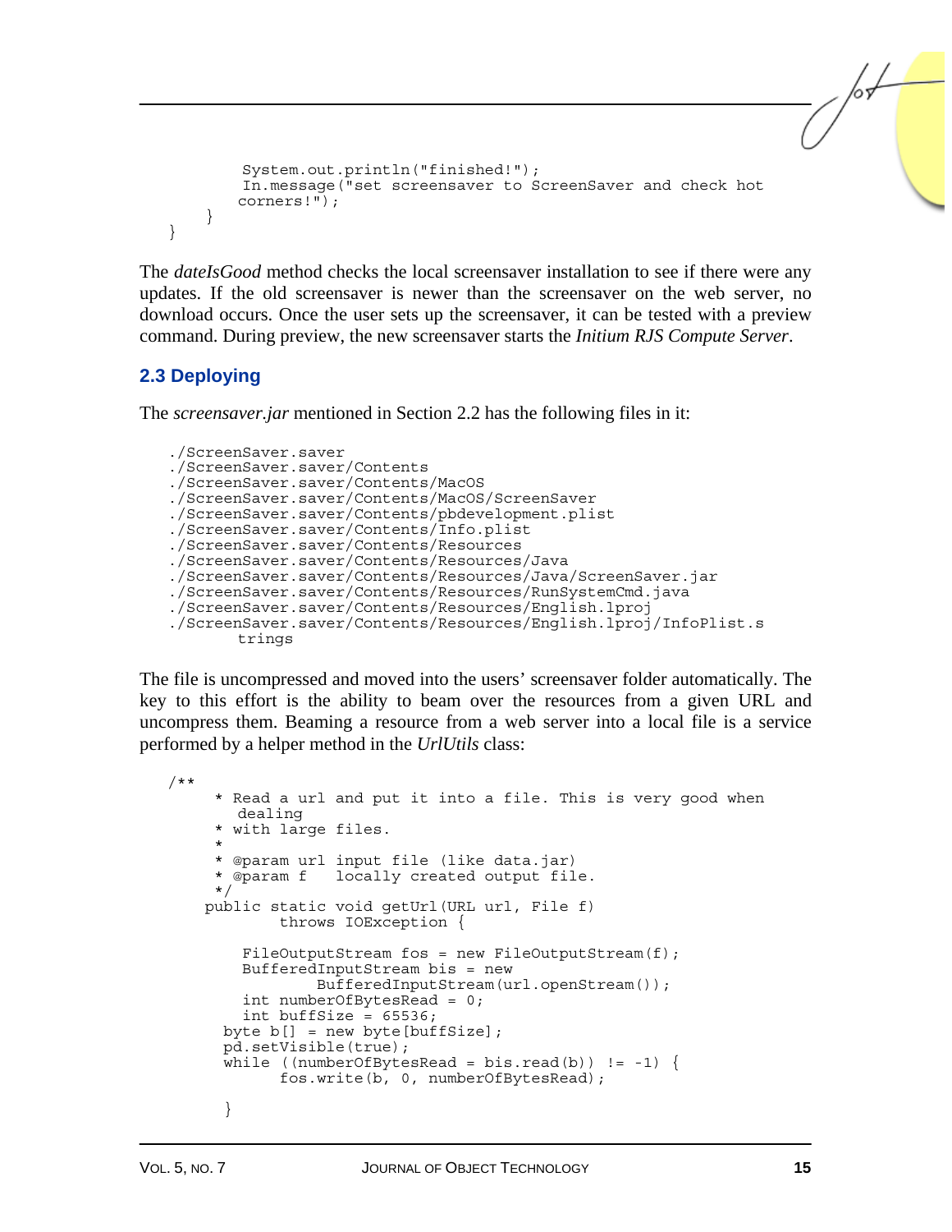```
        System.out.println("finished!");
        In.message("set screensaver to ScreenSaver and check hot
       corners!");
    }
}
```

The *dateIsGood* method checks the local screensaver installation to see if there were any updates. If the old screensaver is newer than the screensaver on the web server, no download occurs. Once the user sets up the screensaver, it can be tested with a preview command. During preview, the new screensaver starts the *Initium RJS Compute Server*.

## 2.3 Deploying

The *screensaver.jar* mentioned in Section 2.2 has the following files in it:

```
./ScreenSaver.saver
./ScreenSaver.saver/Contents
./ScreenSaver.saver/Contents/MacOS
./ScreenSaver.saver/Contents/MacOS/ScreenSaver
./ScreenSaver.saver/Contents/pbdevelopment.plist
./ScreenSaver.saver/Contents/Info.plist
./ScreenSaver.saver/Contents/Resources
./ScreenSaver.saver/Contents/Resources/Java
./ScreenSaver.saver/Contents/Resources/Java/ScreenSaver.jar
./ScreenSaver.saver/Contents/Resources/RunSystemCmd.java
./ScreenSaver.saver/Contents/Resources/English.lproj
./ScreenSaver.saver/Contents/Resources/English.lproj/InfoPlist.s
       trings
```

The file is uncompressed and moved into the users' screensaver folder automatically. The key to this effort is the ability to beam over the resources from a given URL and uncompress them. Beaming a resource from a web server into a local file is a service performed by a helper method in the *UrlUtils* class:

```
/**
     * Read a url and put it into a file. This is very good when
       dealing
     * with large files.
     *
     * @param url input file (like data.jar)
     * @param f   locally created output file.
     */
    public static void getUrl(URL url, File f)
            throws IOException {

        FileOutputStream fos = new FileOutputStream(f);
        BufferedInputStream bis = new
                BufferedInputStream(url.openStream());
        int numberOfBytesRead = 0;
        int buffSize = 65536;
      byte b[] = new byte[buffSize];
      pd.setVisible(true);
      while ((numberOfBytesRead = bis.read(b)) != -1) {
            fos.write(b, 0, numberOfBytesRead);

      }
```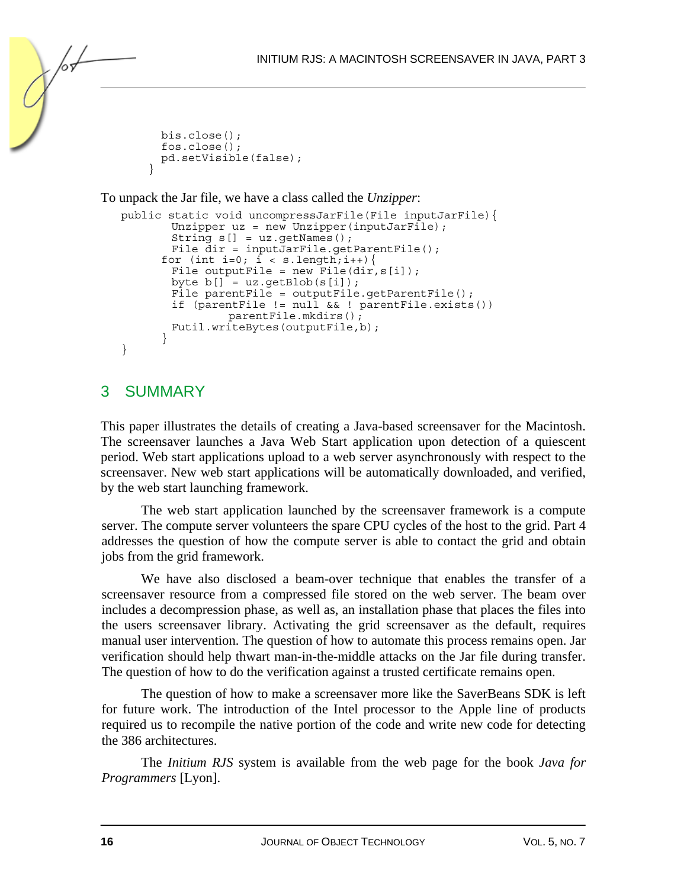```
        bis.close();
        fos.close();
        pd.setVisible(false);
      }
```

To unpack the Jar file, we have a class called the *Unzipper*:

```
public static void uncompressJarFile(File inputJarFile){
        Unzipper uz = new Unzipper(inputJarFile);
        String s[] = uz.getNames();
        File dir = inputJarFile.getParentFile();
      for (int i=0; i < s.length;i++){
        File outputFile = new File(dir,s[i]);
        byte b[] = uz.getBlob(s[i]);
        File parentFile = outputFile.getParentFile();
        if (parentFile != null && ! parentFile.exists())
                parentFile.mkdirs();
        Futil.writeBytes(outputFile,b);
      }
}
```

## 3 SUMMARY

This paper illustrates the details of creating a Java-based screensaver for the Macintosh. The screensaver launches a Java Web Start application upon detection of a quiescent period. Web start applications upload to a web server asynchronously with respect to the screensaver. New web start applications will be automatically downloaded, and verified, by the web start launching framework.

The web start application launched by the screensaver framework is a compute server. The compute server volunteers the spare CPU cycles of the host to the grid. Part 4 addresses the question of how the compute server is able to contact the grid and obtain jobs from the grid framework.

We have also disclosed a beam-over technique that enables the transfer of a screensaver resource from a compressed file stored on the web server. The beam over includes a decompression phase, as well as, an installation phase that places the files into the users screensaver library. Activating the grid screensaver as the default, requires manual user intervention. The question of how to automate this process remains open. Jar verification should help thwart man-in-the-middle attacks on the Jar file during transfer. The question of how to do the verification against a trusted certificate remains open.

The question of how to make a screensaver more like the SaverBeans SDK is left for future work. The introduction of the Intel processor to the Apple line of products required us to recompile the native portion of the code and write new code for detecting the 386 architectures.

The *Initium RJS* system is available from the web page for the book *Java for Programmers* [Lyon].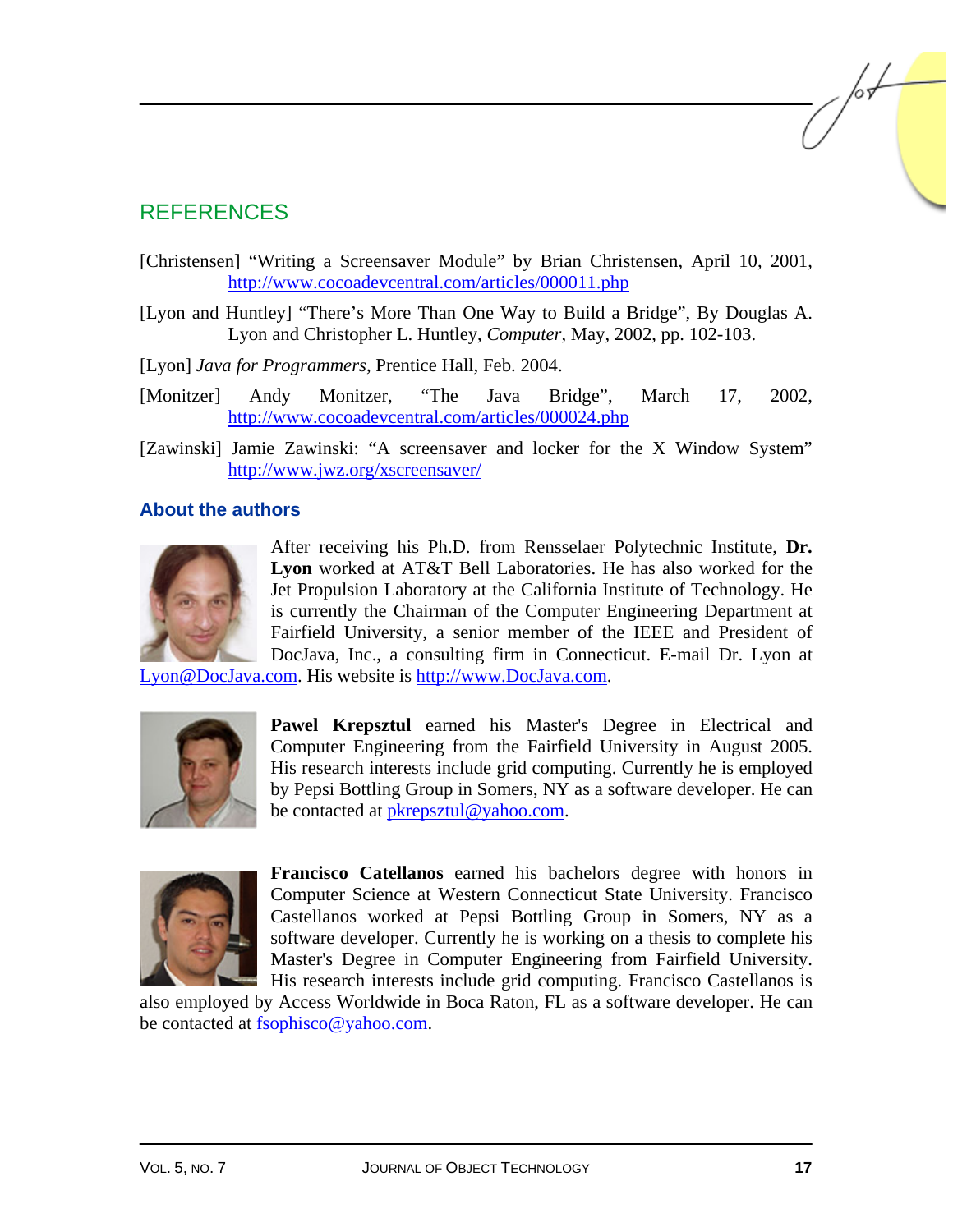## REFERENCES

[Christensen] "Writing a Screensaver Module" by Brian Christensen, April 10, 2001, http://www.cocoadevcentral.com/articles/000011.php

[Lyon and Huntley] "There's More Than One Way to Build a Bridge", By Douglas A. Lyon and Christopher L. Huntley, *Computer*, May, 2002, pp. 102-103.

[Lyon] *Java for Programmers*, Prentice Hall, Feb. 2004.

[Monitzer] Andy Monitzer, "The Java Bridge", March 17, 2002, http://www.cocoadevcentral.com/articles/000024.php

[Zawinski] Jamie Zawinski: "A screensaver and locker for the X Window System" http://www.jwz.org/xscreensaver/

### About the authors

After receiving his Ph.D. from Rensselaer Polytechnic Institute, **Dr. Lyon** worked at AT&T Bell Laboratories. He has also worked for the Jet Propulsion Laboratory at the California Institute of Technology. He is currently the Chairman of the Computer Engineering Department at Fairfield University, a senior member of the IEEE and President of DocJava, Inc., a consulting firm in Connecticut. E-mail Dr. Lyon at Lyon@DocJava.com. His website is http://www.DocJava.com.

**Pawel Krepsztul** earned his Master's Degree in Electrical and Computer Engineering from the Fairfield University in August 2005. His research interests include grid computing. Currently he is employed by Pepsi Bottling Group in Somers, NY as a software developer. He can be contacted at pkrepsztul@yahoo.com.

**Francisco Catellanos** earned his bachelors degree with honors in Computer Science at Western Connecticut State University. Francisco Castellanos worked at Pepsi Bottling Group in Somers, NY as a software developer. Currently he is working on a thesis to complete his Master's Degree in Computer Engineering from Fairfield University. His research interests include grid computing. Francisco Castellanos is also employed by Access Worldwide in Boca Raton, FL as a software developer. He can be contacted at fsophisco@yahoo.com.